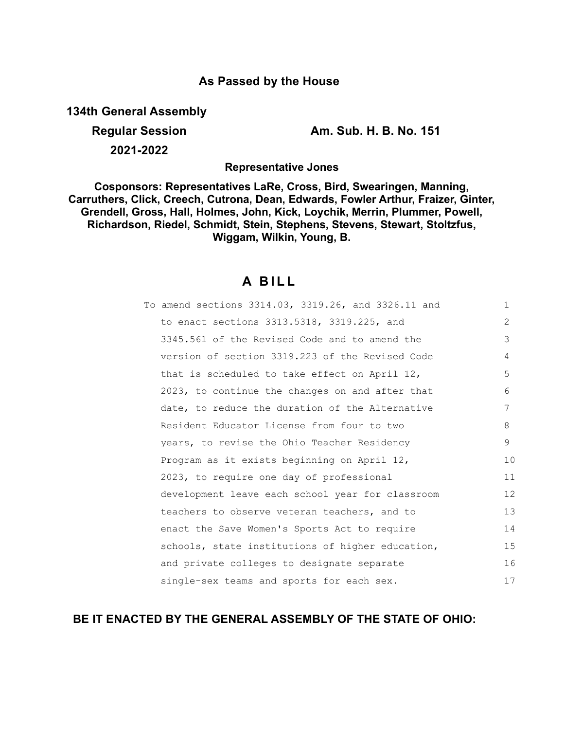**As Passed by the House**

**134th General Assembly**

**Regular Session** **Am. Sub. H. B. No. 151**

**2021-2022**

**Representative Jones**

**Cosponsors: Representatives LaRe, Cross, Bird, Swearingen, Manning, Carruthers, Click, Creech, Cutrona, Dean, Edwards, Fowler Arthur, Fraizer, Ginter, Grendell, Gross, Hall, Holmes, John, Kick, Loychik, Merrin, Plummer, Powell, Richardson, Riedel, Schmidt, Stein, Stephens, Stevens, Stewart, Stoltzfus, Wiggam, Wilkin, Young, B.**

# A BILL

To amend sections 3314.03, 3319.26, and 3326.11 and to enact sections 3313.5318, 3319.225, and 3345.561 of the Revised Code and to amend the version of section 3319.223 of the Revised Code that is scheduled to take effect on April 12, 2023, to continue the changes on and after that date, to reduce the duration of the Alternative Resident Educator License from four to two years, to revise the Ohio Teacher Residency Program as it exists beginning on April 12, 2023, to require one day of professional development leave each school year for classroom teachers to observe veteran teachers, and to enact the Save Women's Sports Act to require schools, state institutions of higher education, and private colleges to designate separate single-sex teams and sports for each sex.

**BE IT ENACTED BY THE GENERAL ASSEMBLY OF THE STATE OF OHIO:**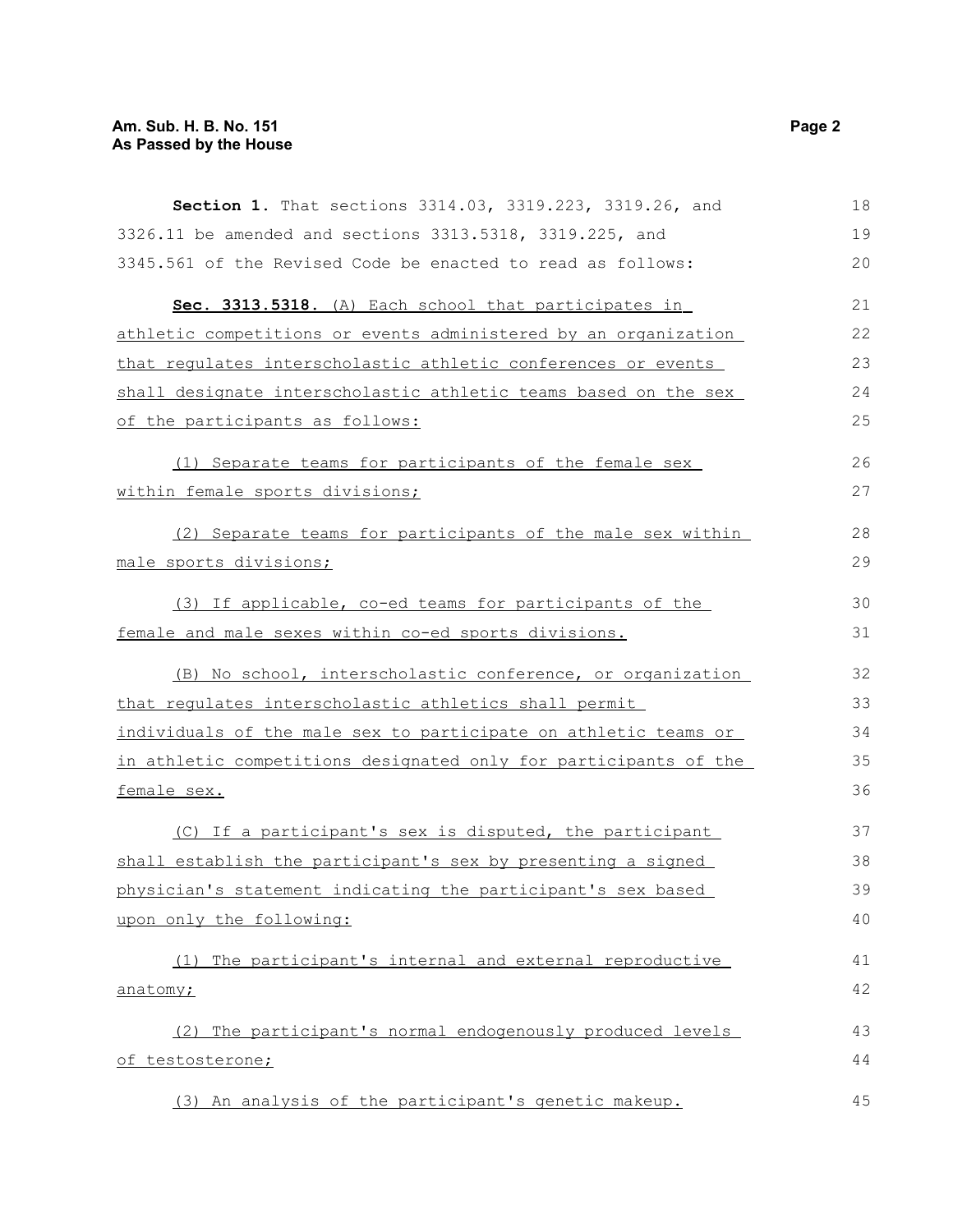**Section 1.** That sections 3314.03, 3319.223, 3319.26, and 3326.11 be amended and sections 3313.5318, 3319.225, and 3345.561 of the Revised Code be enacted to read as follows:

**Sec. 3313.5318.** (A) Each school that participates in athletic competitions or events administered by an organization that regulates interscholastic athletic conferences or events shall designate interscholastic athletic teams based on the sex of the participants as follows:

(1) Separate teams for participants of the female sex within female sports divisions;

(2) Separate teams for participants of the male sex within male sports divisions;

(3) If applicable, co-ed teams for participants of the female and male sexes within co-ed sports divisions.

(B) No school, interscholastic conference, or organization that regulates interscholastic athletics shall permit individuals of the male sex to participate on athletic teams or in athletic competitions designated only for participants of the female sex.

(C) If a participant's sex is disputed, the participant shall establish the participant's sex by presenting a signed physician's statement indicating the participant's sex based upon only the following:

(1) The participant's internal and external reproductive anatomy;

(2) The participant's normal endogenously produced levels of testosterone;

(3) An analysis of the participant's genetic makeup.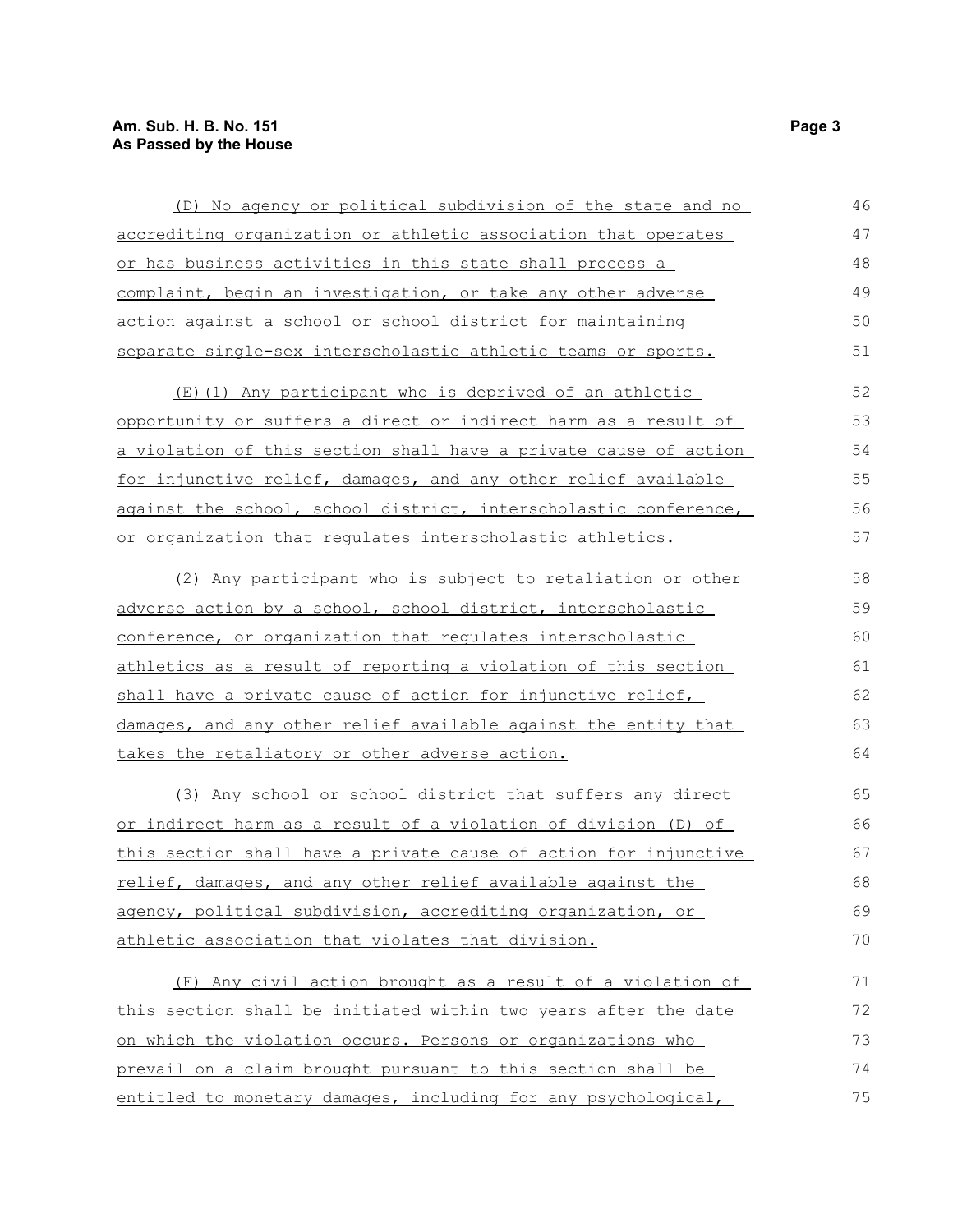(D) No agency or political subdivision of the state and no accrediting organization or athletic association that operates or has business activities in this state shall process a complaint, begin an investigation, or take any other adverse action against a school or school district for maintaining separate single-sex interscholastic athletic teams or sports.

(E)(1) Any participant who is deprived of an athletic opportunity or suffers a direct or indirect harm as a result of a violation of this section shall have a private cause of action for injunctive relief, damages, and any other relief available against the school, school district, interscholastic conference, or organization that regulates interscholastic athletics.

(2) Any participant who is subject to retaliation or other adverse action by a school, school district, interscholastic conference, or organization that regulates interscholastic athletics as a result of reporting a violation of this section shall have a private cause of action for injunctive relief, damages, and any other relief available against the entity that takes the retaliatory or other adverse action.

(3) Any school or school district that suffers any direct or indirect harm as a result of a violation of division (D) of this section shall have a private cause of action for injunctive relief, damages, and any other relief available against the agency, political subdivision, accrediting organization, or athletic association that violates that division.

(F) Any civil action brought as a result of a violation of this section shall be initiated within two years after the date on which the violation occurs. Persons or organizations who prevail on a claim brought pursuant to this section shall be entitled to monetary damages, including for any psychological,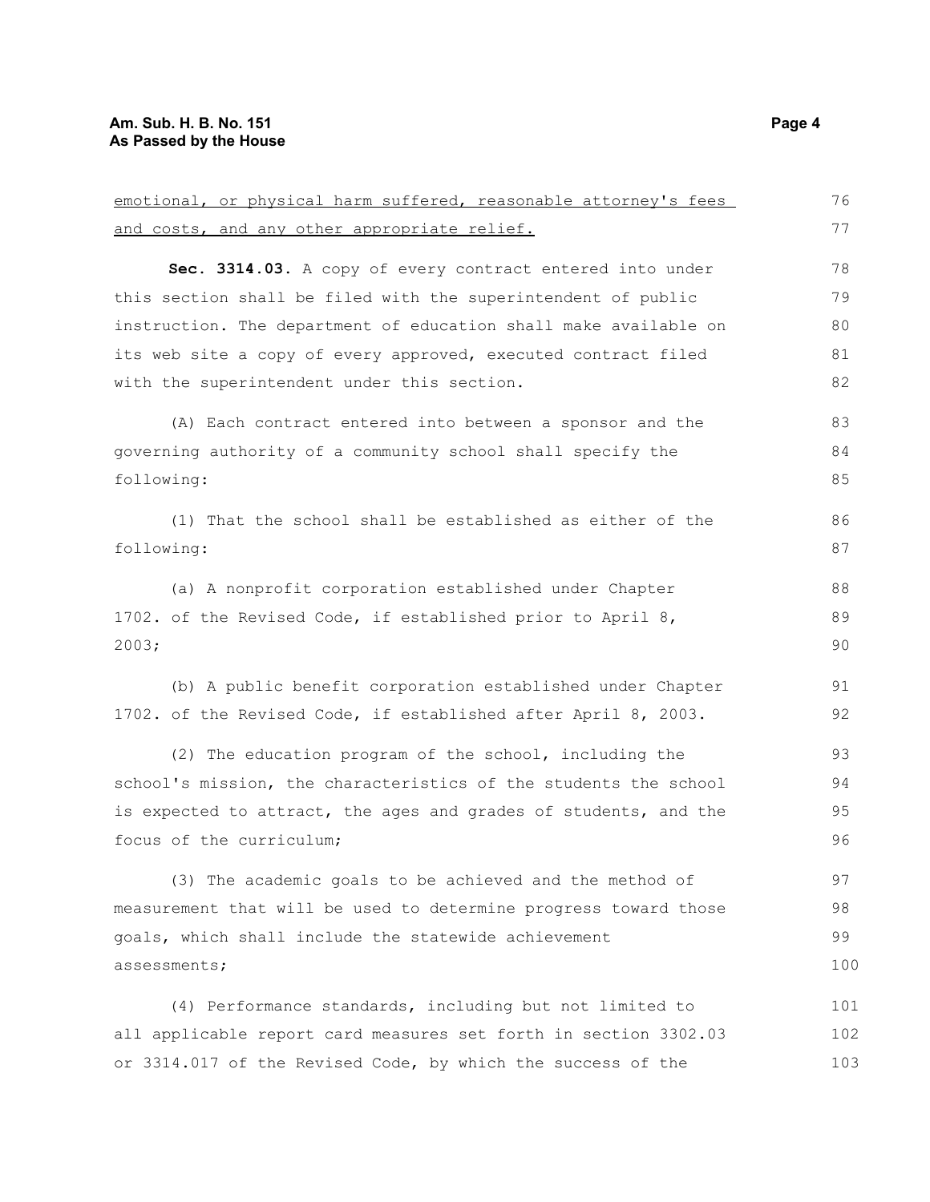<u>emotional, or physical harm suffered, reasonable attorney's fees and costs, and any other appropriate relief.</u>

**Sec. 3314.03.** A copy of every contract entered into under this section shall be filed with the superintendent of public instruction. The department of education shall make available on its web site a copy of every approved, executed contract filed with the superintendent under this section.

(A) Each contract entered into between a sponsor and the governing authority of a community school shall specify the following:

(1) That the school shall be established as either of the following:

(a) A nonprofit corporation established under Chapter 1702. of the Revised Code, if established prior to April 8, 2003;

(b) A public benefit corporation established under Chapter 1702. of the Revised Code, if established after April 8, 2003.

(2) The education program of the school, including the school's mission, the characteristics of the students the school is expected to attract, the ages and grades of students, and the focus of the curriculum;

(3) The academic goals to be achieved and the method of measurement that will be used to determine progress toward those goals, which shall include the statewide achievement assessments;

(4) Performance standards, including but not limited to all applicable report card measures set forth in section 3302.03 or 3314.017 of the Revised Code, by which the success of the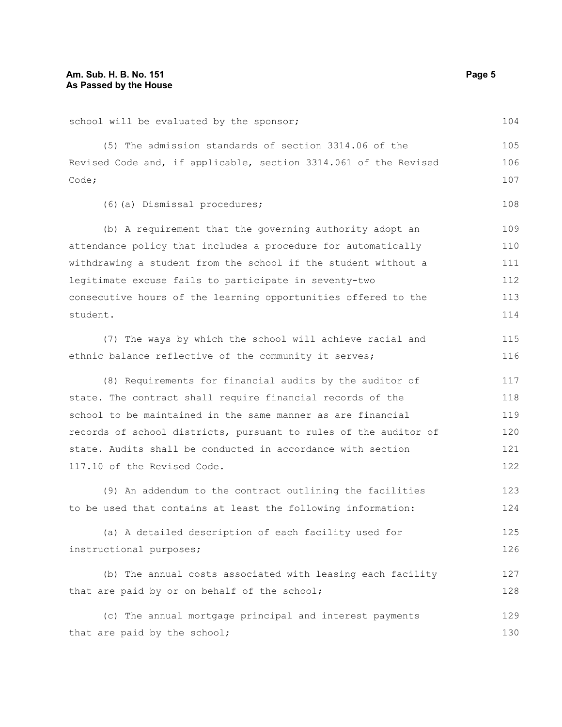school will be evaluated by the sponsor;

(5) The admission standards of section 3314.06 of the Revised Code and, if applicable, section 3314.061 of the Revised Code;

(6)(a) Dismissal procedures;

(b) A requirement that the governing authority adopt an attendance policy that includes a procedure for automatically withdrawing a student from the school if the student without a legitimate excuse fails to participate in seventy-two consecutive hours of the learning opportunities offered to the student.

(7) The ways by which the school will achieve racial and ethnic balance reflective of the community it serves;

(8) Requirements for financial audits by the auditor of state. The contract shall require financial records of the school to be maintained in the same manner as are financial records of school districts, pursuant to rules of the auditor of state. Audits shall be conducted in accordance with section 117.10 of the Revised Code.

(9) An addendum to the contract outlining the facilities to be used that contains at least the following information:

(a) A detailed description of each facility used for instructional purposes;

(b) The annual costs associated with leasing each facility that are paid by or on behalf of the school;

(c) The annual mortgage principal and interest payments that are paid by the school;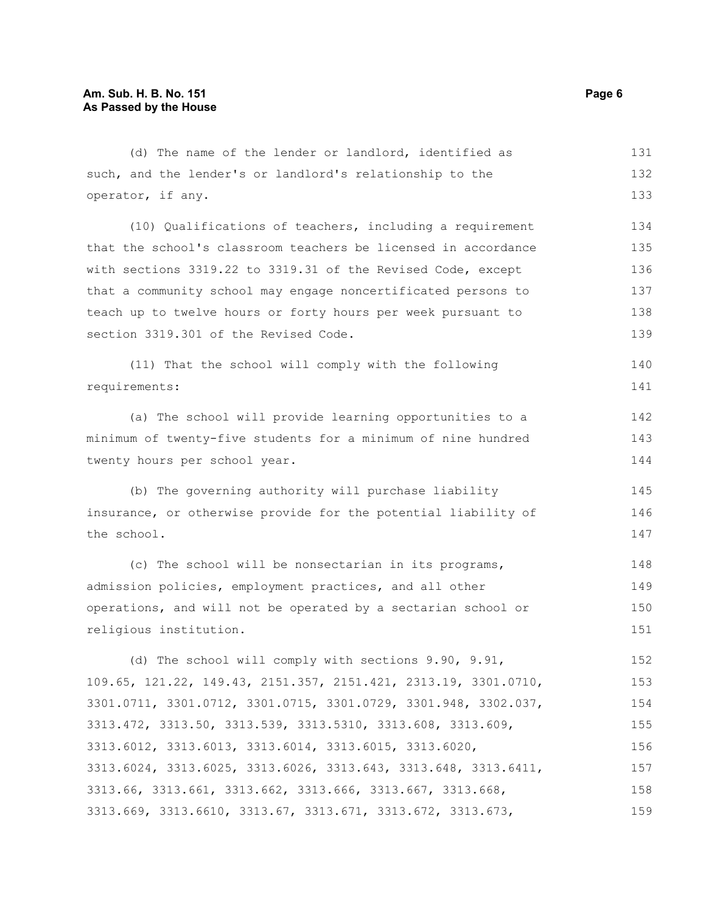(d) The name of the lender or landlord, identified as such, and the lender's or landlord's relationship to the operator, if any.

(10) Qualifications of teachers, including a requirement that the school's classroom teachers be licensed in accordance with sections 3319.22 to 3319.31 of the Revised Code, except that a community school may engage noncertificated persons to teach up to twelve hours or forty hours per week pursuant to section 3319.301 of the Revised Code.

(11) That the school will comply with the following requirements:

(a) The school will provide learning opportunities to a minimum of twenty-five students for a minimum of nine hundred twenty hours per school year.

(b) The governing authority will purchase liability insurance, or otherwise provide for the potential liability of the school.

(c) The school will be nonsectarian in its programs, admission policies, employment practices, and all other operations, and will not be operated by a sectarian school or religious institution.

(d) The school will comply with sections 9.90, 9.91, 109.65, 121.22, 149.43, 2151.357, 2151.421, 2313.19, 3301.0710, 3301.0711, 3301.0712, 3301.0715, 3301.0729, 3301.948, 3302.037, 3313.472, 3313.50, 3313.539, 3313.5310, 3313.608, 3313.609, 3313.6012, 3313.6013, 3313.6014, 3313.6015, 3313.6020, 3313.6024, 3313.6025, 3313.6026, 3313.643, 3313.648, 3313.6411, 3313.66, 3313.661, 3313.662, 3313.666, 3313.667, 3313.668, 3313.669, 3313.6610, 3313.67, 3313.671, 3313.672, 3313.673,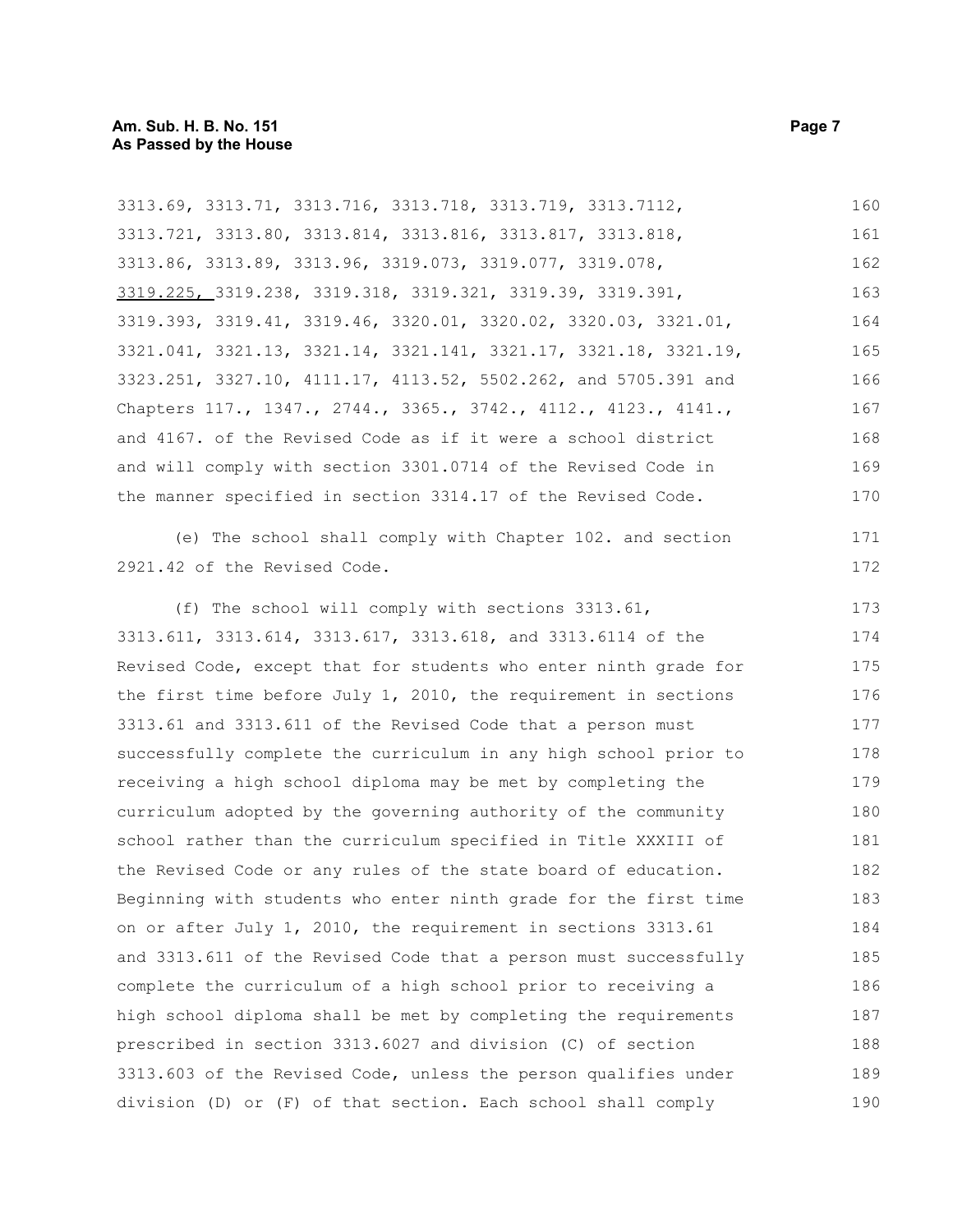3313.69, 3313.71, 3313.716, 3313.718, 3313.719, 3313.7112, 3313.721, 3313.80, 3313.814, 3313.816, 3313.817, 3313.818, 3313.86, 3313.89, 3313.96, 3319.073, 3319.077, 3319.078, <u>3319.225,</u> 3319.238, 3319.318, 3319.321, 3319.39, 3319.391, 3319.393, 3319.41, 3319.46, 3320.01, 3320.02, 3320.03, 3321.01, 3321.041, 3321.13, 3321.14, 3321.141, 3321.17, 3321.18, 3321.19, 3323.251, 3327.10, 4111.17, 4113.52, 5502.262, and 5705.391 and Chapters 117., 1347., 2744., 3365., 3742., 4112., 4123., 4141., and 4167. of the Revised Code as if it were a school district and will comply with section 3301.0714 of the Revised Code in the manner specified in section 3314.17 of the Revised Code.

(e) The school shall comply with Chapter 102. and section 2921.42 of the Revised Code.

(f) The school will comply with sections 3313.61, 3313.611, 3313.614, 3313.617, 3313.618, and 3313.6114 of the Revised Code, except that for students who enter ninth grade for the first time before July 1, 2010, the requirement in sections 3313.61 and 3313.611 of the Revised Code that a person must successfully complete the curriculum in any high school prior to receiving a high school diploma may be met by completing the curriculum adopted by the governing authority of the community school rather than the curriculum specified in Title XXXIII of the Revised Code or any rules of the state board of education. Beginning with students who enter ninth grade for the first time on or after July 1, 2010, the requirement in sections 3313.61 and 3313.611 of the Revised Code that a person must successfully complete the curriculum of a high school prior to receiving a high school diploma shall be met by completing the requirements prescribed in section 3313.6027 and division (C) of section 3313.603 of the Revised Code, unless the person qualifies under division (D) or (F) of that section. Each school shall comply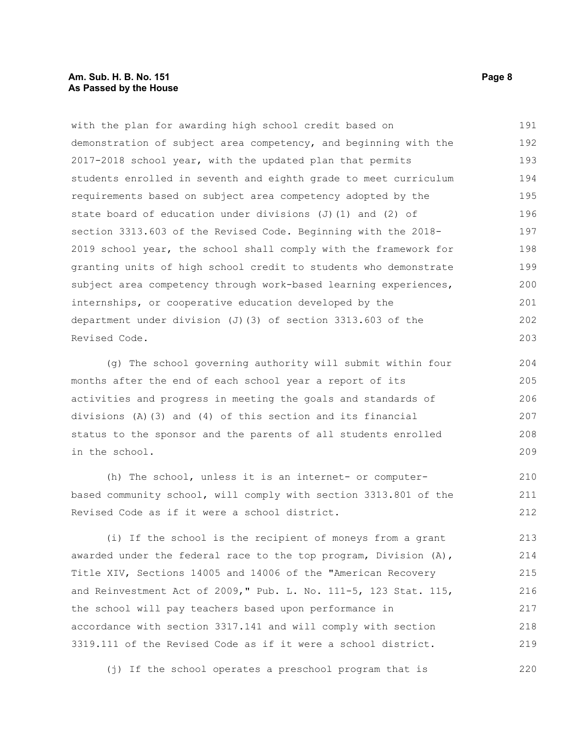with the plan for awarding high school credit based on demonstration of subject area competency, and beginning with the 2017-2018 school year, with the updated plan that permits students enrolled in seventh and eighth grade to meet curriculum requirements based on subject area competency adopted by the state board of education under divisions (J)(1) and (2) of section 3313.603 of the Revised Code. Beginning with the 2018-2019 school year, the school shall comply with the framework for granting units of high school credit to students who demonstrate subject area competency through work-based learning experiences, internships, or cooperative education developed by the department under division (J)(3) of section 3313.603 of the Revised Code.

(g) The school governing authority will submit within four months after the end of each school year a report of its activities and progress in meeting the goals and standards of divisions (A)(3) and (4) of this section and its financial status to the sponsor and the parents of all students enrolled in the school.

(h) The school, unless it is an internet- or computer-based community school, will comply with section 3313.801 of the Revised Code as if it were a school district.

(i) If the school is the recipient of moneys from a grant awarded under the federal race to the top program, Division (A), Title XIV, Sections 14005 and 14006 of the "American Recovery and Reinvestment Act of 2009," Pub. L. No. 111-5, 123 Stat. 115, the school will pay teachers based upon performance in accordance with section 3317.141 and will comply with section 3319.111 of the Revised Code as if it were a school district.

(j) If the school operates a preschool program that is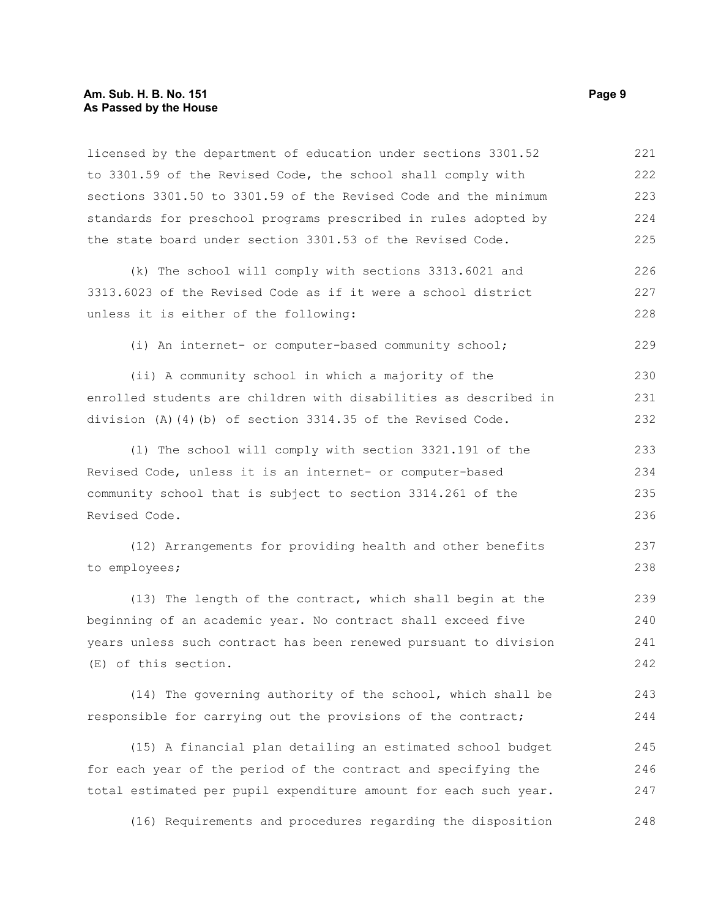licensed by the department of education under sections 3301.52 to 3301.59 of the Revised Code, the school shall comply with sections 3301.50 to 3301.59 of the Revised Code and the minimum standards for preschool programs prescribed in rules adopted by the state board under section 3301.53 of the Revised Code.

(k) The school will comply with sections 3313.6021 and 3313.6023 of the Revised Code as if it were a school district unless it is either of the following:

(i) An internet- or computer-based community school;

(ii) A community school in which a majority of the enrolled students are children with disabilities as described in division (A)(4)(b) of section 3314.35 of the Revised Code.

(l) The school will comply with section 3321.191 of the Revised Code, unless it is an internet- or computer-based community school that is subject to section 3314.261 of the Revised Code.

(12) Arrangements for providing health and other benefits to employees;

(13) The length of the contract, which shall begin at the beginning of an academic year. No contract shall exceed five years unless such contract has been renewed pursuant to division (E) of this section.

(14) The governing authority of the school, which shall be responsible for carrying out the provisions of the contract;

(15) A financial plan detailing an estimated school budget for each year of the period of the contract and specifying the total estimated per pupil expenditure amount for each such year.

(16) Requirements and procedures regarding the disposition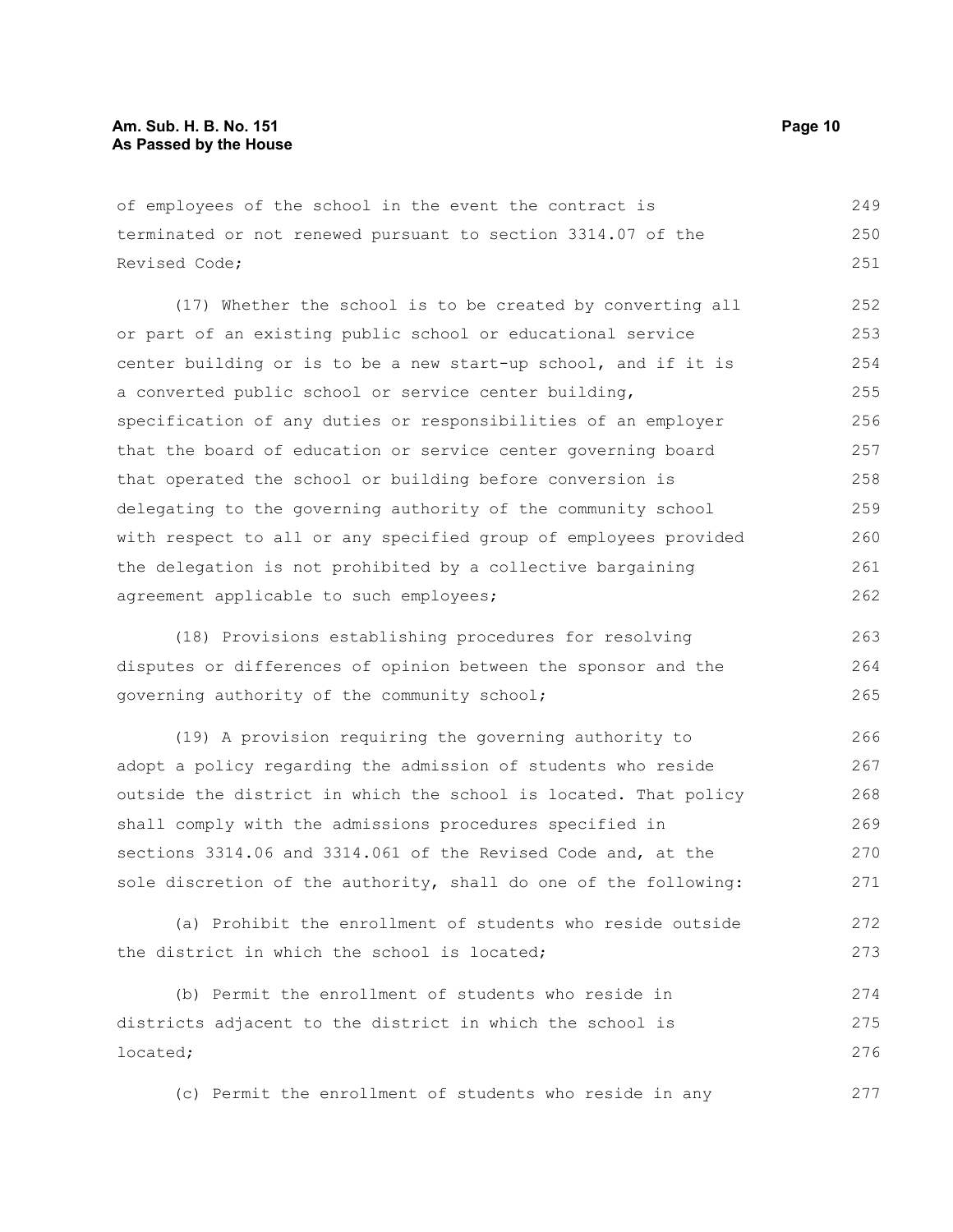of employees of the school in the event the contract is terminated or not renewed pursuant to section 3314.07 of the Revised Code;

(17) Whether the school is to be created by converting all or part of an existing public school or educational service center building or is to be a new start-up school, and if it is a converted public school or service center building, specification of any duties or responsibilities of an employer that the board of education or service center governing board that operated the school or building before conversion is delegating to the governing authority of the community school with respect to all or any specified group of employees provided the delegation is not prohibited by a collective bargaining agreement applicable to such employees;

(18) Provisions establishing procedures for resolving disputes or differences of opinion between the sponsor and the governing authority of the community school;

(19) A provision requiring the governing authority to adopt a policy regarding the admission of students who reside outside the district in which the school is located. That policy shall comply with the admissions procedures specified in sections 3314.06 and 3314.061 of the Revised Code and, at the sole discretion of the authority, shall do one of the following:

(a) Prohibit the enrollment of students who reside outside the district in which the school is located;

(b) Permit the enrollment of students who reside in districts adjacent to the district in which the school is located;

(c) Permit the enrollment of students who reside in any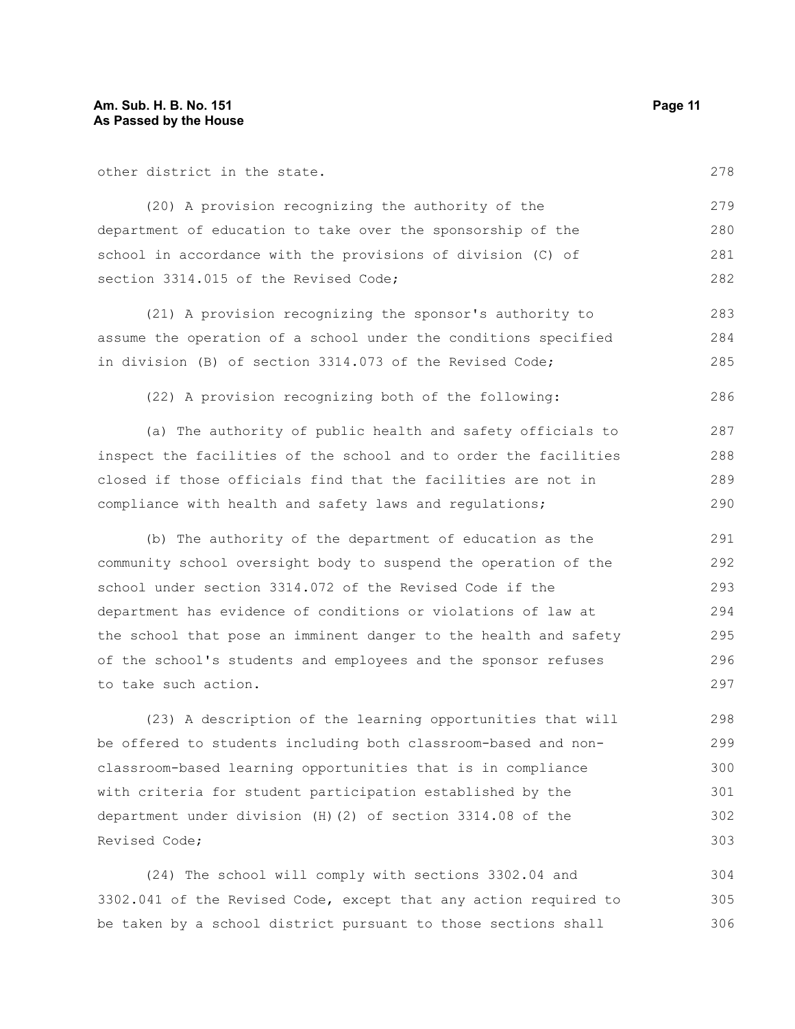other district in the state.

(20) A provision recognizing the authority of the department of education to take over the sponsorship of the school in accordance with the provisions of division (C) of section 3314.015 of the Revised Code;

(21) A provision recognizing the sponsor's authority to assume the operation of a school under the conditions specified in division (B) of section 3314.073 of the Revised Code;

(22) A provision recognizing both of the following:

(a) The authority of public health and safety officials to inspect the facilities of the school and to order the facilities closed if those officials find that the facilities are not in compliance with health and safety laws and regulations;

(b) The authority of the department of education as the community school oversight body to suspend the operation of the school under section 3314.072 of the Revised Code if the department has evidence of conditions or violations of law at the school that pose an imminent danger to the health and safety of the school's students and employees and the sponsor refuses to take such action.

(23) A description of the learning opportunities that will be offered to students including both classroom-based and non-classroom-based learning opportunities that is in compliance with criteria for student participation established by the department under division (H)(2) of section 3314.08 of the Revised Code;

(24) The school will comply with sections 3302.04 and 3302.041 of the Revised Code, except that any action required to be taken by a school district pursuant to those sections shall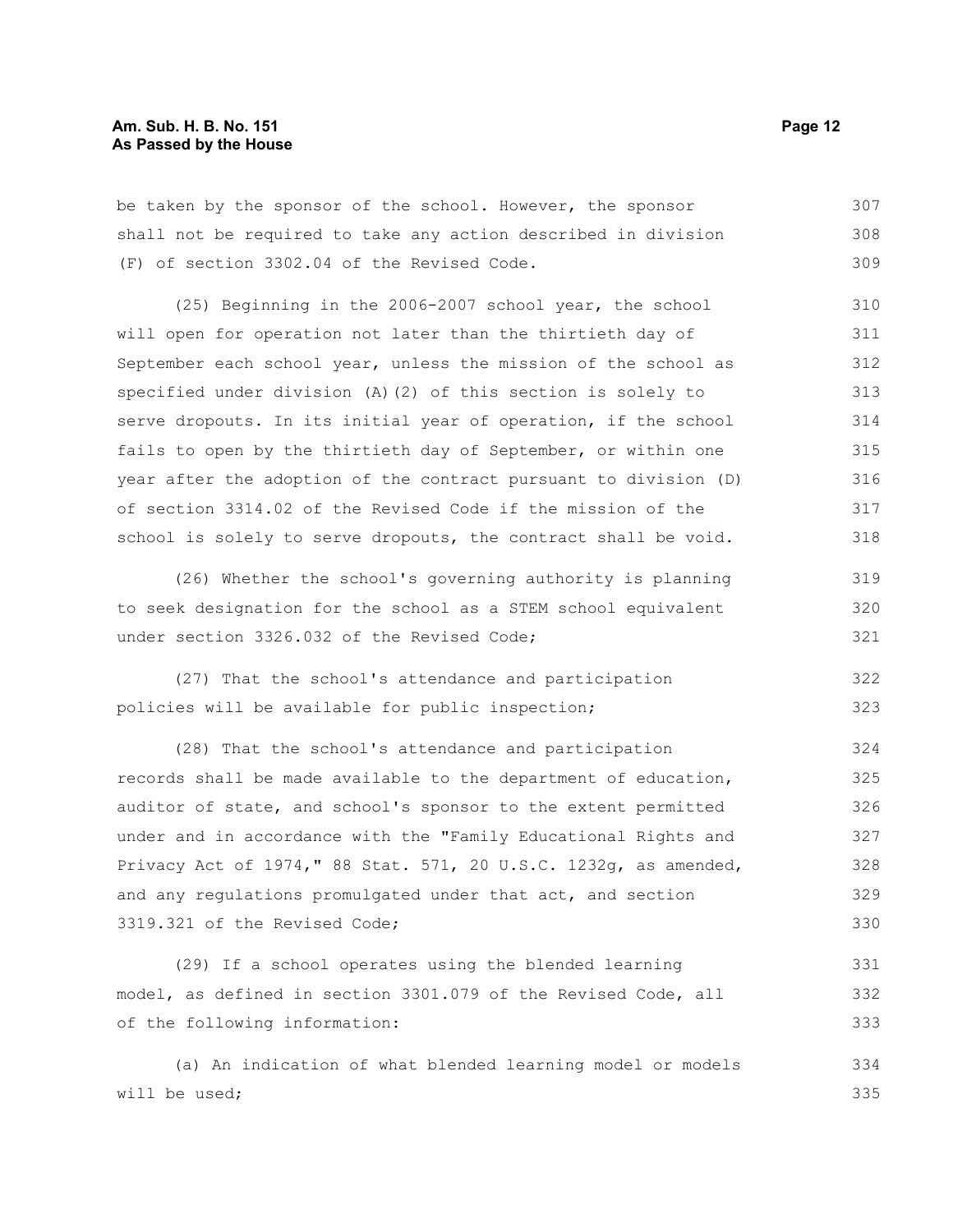be taken by the sponsor of the school. However, the sponsor shall not be required to take any action described in division (F) of section 3302.04 of the Revised Code.

(25) Beginning in the 2006-2007 school year, the school will open for operation not later than the thirtieth day of September each school year, unless the mission of the school as specified under division (A)(2) of this section is solely to serve dropouts. In its initial year of operation, if the school fails to open by the thirtieth day of September, or within one year after the adoption of the contract pursuant to division (D) of section 3314.02 of the Revised Code if the mission of the school is solely to serve dropouts, the contract shall be void.

(26) Whether the school's governing authority is planning to seek designation for the school as a STEM school equivalent under section 3326.032 of the Revised Code;

(27) That the school's attendance and participation policies will be available for public inspection;

(28) That the school's attendance and participation records shall be made available to the department of education, auditor of state, and school's sponsor to the extent permitted under and in accordance with the "Family Educational Rights and Privacy Act of 1974," 88 Stat. 571, 20 U.S.C. 1232g, as amended, and any regulations promulgated under that act, and section 3319.321 of the Revised Code;

(29) If a school operates using the blended learning model, as defined in section 3301.079 of the Revised Code, all of the following information:

(a) An indication of what blended learning model or models will be used;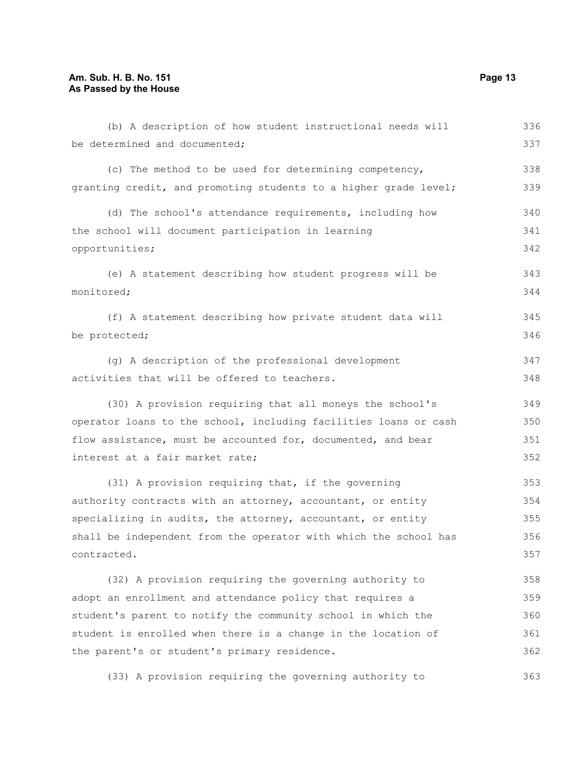(b) A description of how student instructional needs will be determined and documented;

(c) The method to be used for determining competency, granting credit, and promoting students to a higher grade level;

(d) The school's attendance requirements, including how the school will document participation in learning opportunities;

(e) A statement describing how student progress will be monitored;

(f) A statement describing how private student data will be protected;

(g) A description of the professional development activities that will be offered to teachers.

(30) A provision requiring that all moneys the school's operator loans to the school, including facilities loans or cash flow assistance, must be accounted for, documented, and bear interest at a fair market rate;

(31) A provision requiring that, if the governing authority contracts with an attorney, accountant, or entity specializing in audits, the attorney, accountant, or entity shall be independent from the operator with which the school has contracted.

(32) A provision requiring the governing authority to adopt an enrollment and attendance policy that requires a student's parent to notify the community school in which the student is enrolled when there is a change in the location of the parent's or student's primary residence.

(33) A provision requiring the governing authority to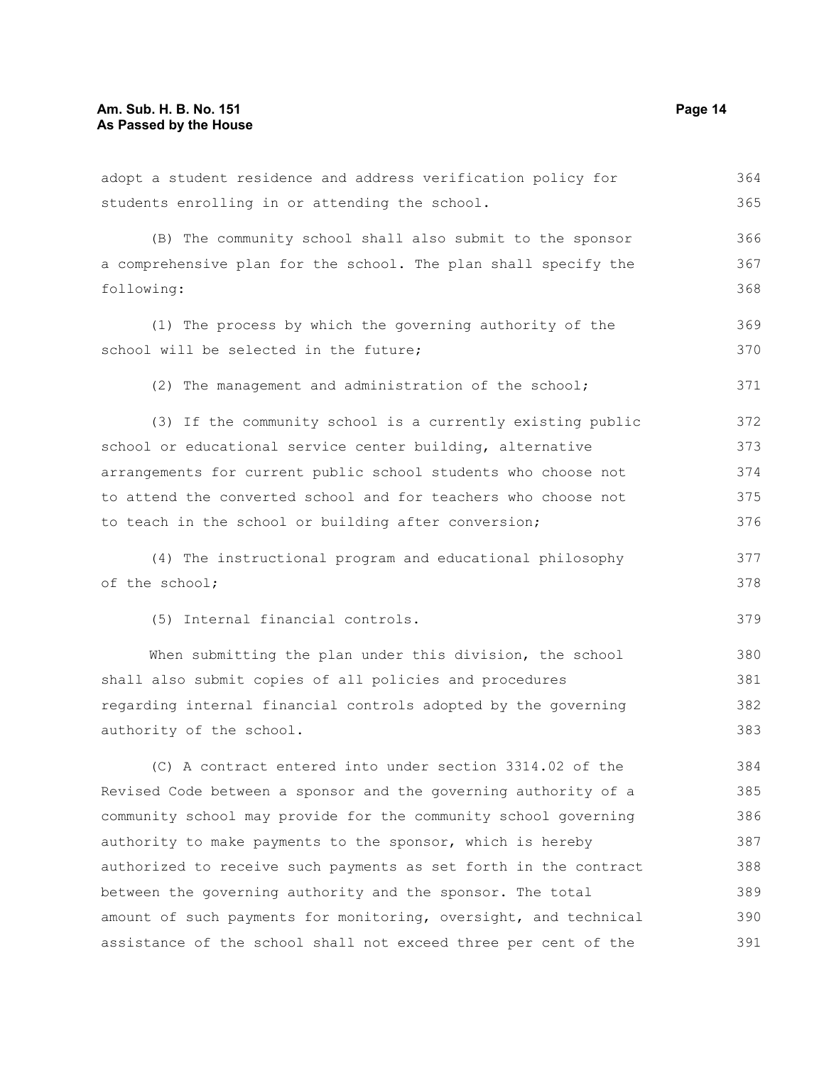adopt a student residence and address verification policy for students enrolling in or attending the school.

(B) The community school shall also submit to the sponsor a comprehensive plan for the school. The plan shall specify the following:

(1) The process by which the governing authority of the school will be selected in the future;

(2) The management and administration of the school;

(3) If the community school is a currently existing public school or educational service center building, alternative arrangements for current public school students who choose not to attend the converted school and for teachers who choose not to teach in the school or building after conversion;

(4) The instructional program and educational philosophy of the school;

(5) Internal financial controls.

When submitting the plan under this division, the school shall also submit copies of all policies and procedures regarding internal financial controls adopted by the governing authority of the school.

(C) A contract entered into under section 3314.02 of the Revised Code between a sponsor and the governing authority of a community school may provide for the community school governing authority to make payments to the sponsor, which is hereby authorized to receive such payments as set forth in the contract between the governing authority and the sponsor. The total amount of such payments for monitoring, oversight, and technical assistance of the school shall not exceed three per cent of the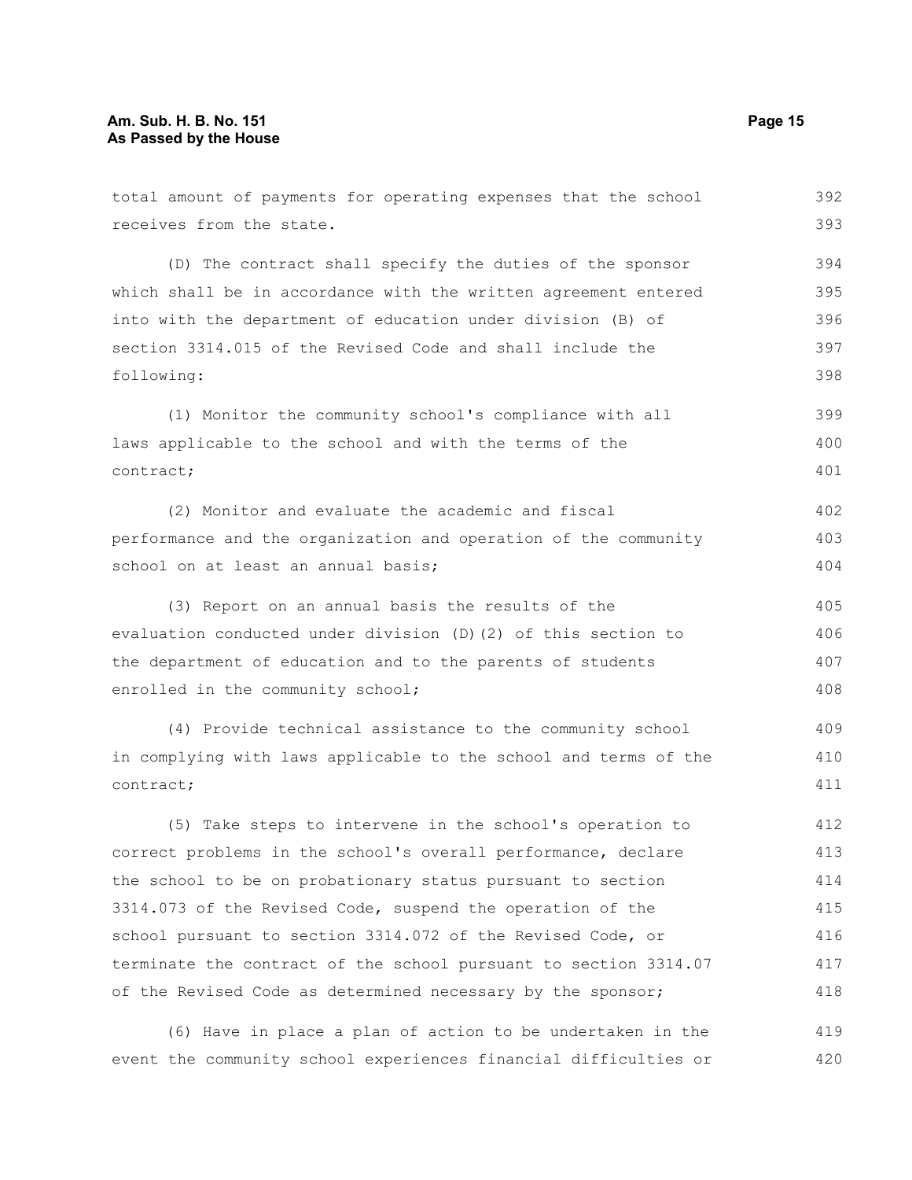total amount of payments for operating expenses that the school receives from the state.

(D) The contract shall specify the duties of the sponsor which shall be in accordance with the written agreement entered into with the department of education under division (B) of section 3314.015 of the Revised Code and shall include the following:

(1) Monitor the community school's compliance with all laws applicable to the school and with the terms of the contract;

(2) Monitor and evaluate the academic and fiscal performance and the organization and operation of the community school on at least an annual basis;

(3) Report on an annual basis the results of the evaluation conducted under division (D)(2) of this section to the department of education and to the parents of students enrolled in the community school;

(4) Provide technical assistance to the community school in complying with laws applicable to the school and terms of the contract;

(5) Take steps to intervene in the school's operation to correct problems in the school's overall performance, declare the school to be on probationary status pursuant to section 3314.073 of the Revised Code, suspend the operation of the school pursuant to section 3314.072 of the Revised Code, or terminate the contract of the school pursuant to section 3314.07 of the Revised Code as determined necessary by the sponsor;

(6) Have in place a plan of action to be undertaken in the event the community school experiences financial difficulties or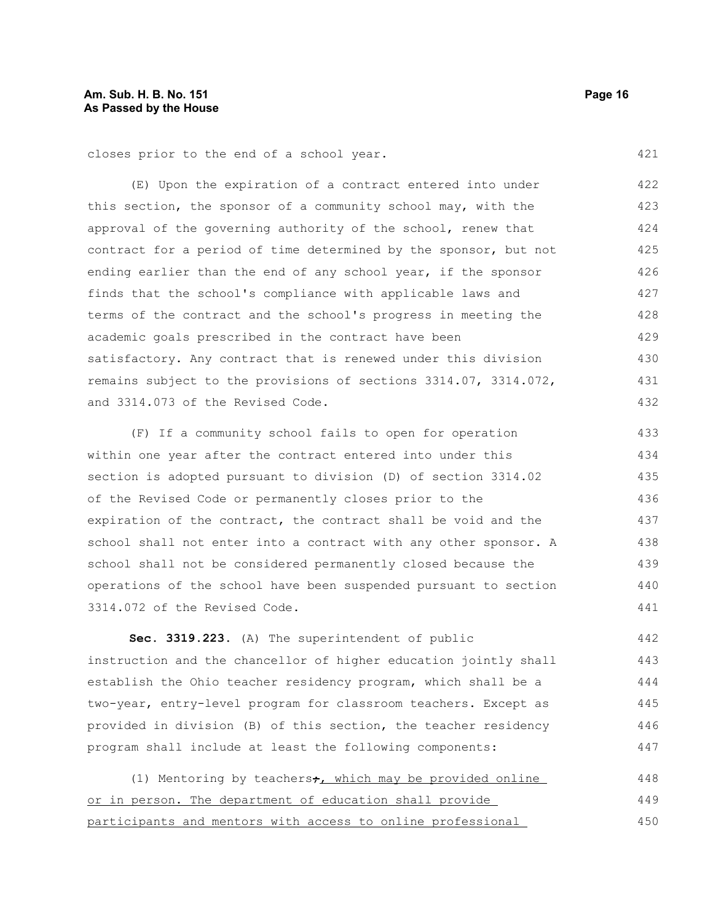closes prior to the end of a school year.

(E) Upon the expiration of a contract entered into under this section, the sponsor of a community school may, with the approval of the governing authority of the school, renew that contract for a period of time determined by the sponsor, but not ending earlier than the end of any school year, if the sponsor finds that the school's compliance with applicable laws and terms of the contract and the school's progress in meeting the academic goals prescribed in the contract have been satisfactory. Any contract that is renewed under this division remains subject to the provisions of sections 3314.07, 3314.072, and 3314.073 of the Revised Code.

(F) If a community school fails to open for operation within one year after the contract entered into under this section is adopted pursuant to division (D) of section 3314.02 of the Revised Code or permanently closes prior to the expiration of the contract, the contract shall be void and the school shall not enter into a contract with any other sponsor. A school shall not be considered permanently closed because the operations of the school have been suspended pursuant to section 3314.072 of the Revised Code.

**Sec. 3319.223.** (A) The superintendent of public instruction and the chancellor of higher education jointly shall establish the Ohio teacher residency program, which shall be a two-year, entry-level program for classroom teachers. Except as provided in division (B) of this section, the teacher residency program shall include at least the following components:

(1) Mentoring by teachers~~;~~, which may be provided online or in person. The department of education shall provide participants and mentors with access to online professional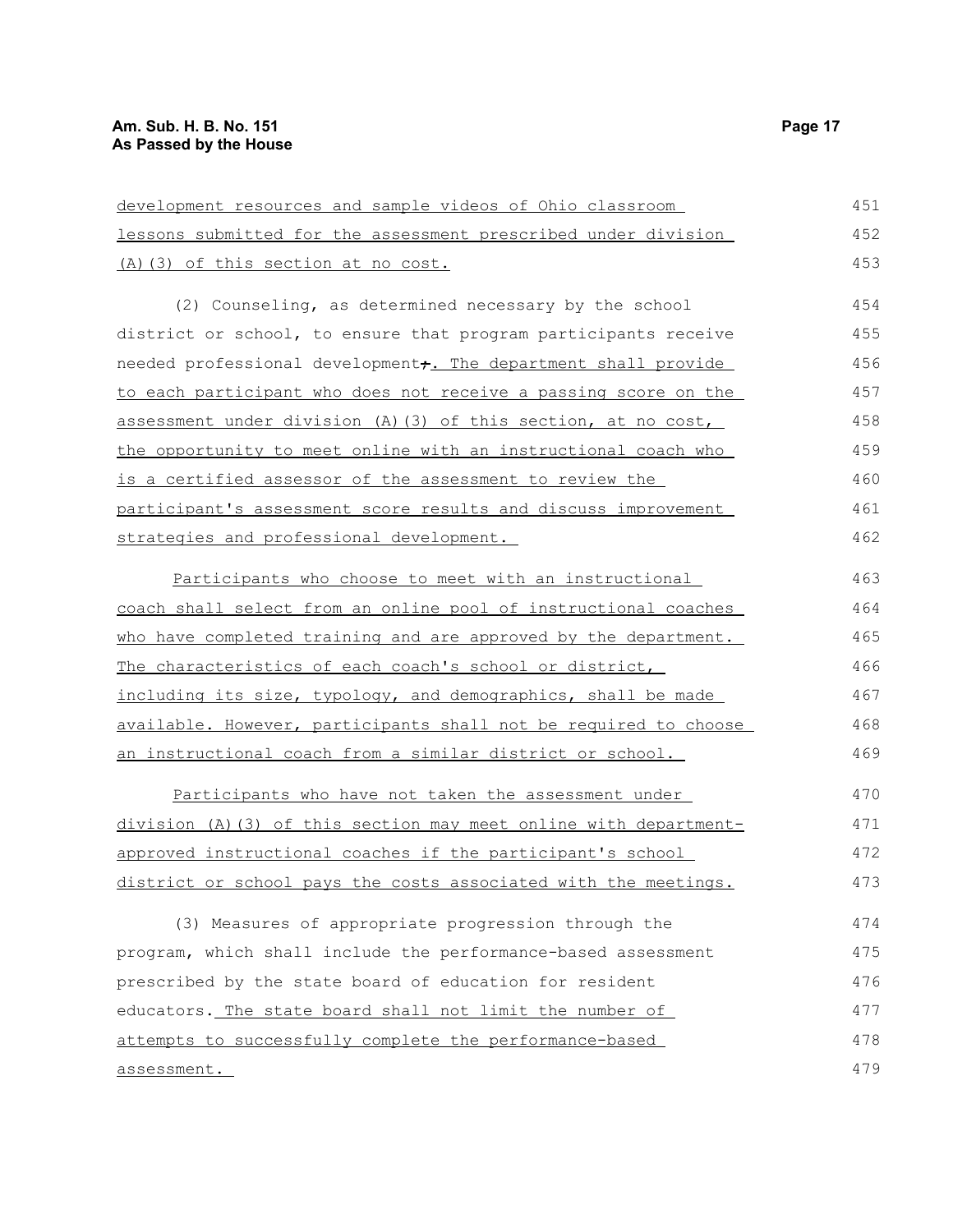development resources and sample videos of Ohio classroom lessons submitted for the assessment prescribed under division (A)(3) of this section at no cost.

(2) Counseling, as determined necessary by the school district or school, to ensure that program participants receive needed professional development;. The department shall provide to each participant who does not receive a passing score on the assessment under division (A)(3) of this section, at no cost, the opportunity to meet online with an instructional coach who is a certified assessor of the assessment to review the participant's assessment score results and discuss improvement strategies and professional development.

Participants who choose to meet with an instructional coach shall select from an online pool of instructional coaches who have completed training and are approved by the department. The characteristics of each coach's school or district, including its size, typology, and demographics, shall be made available. However, participants shall not be required to choose an instructional coach from a similar district or school.

Participants who have not taken the assessment under division (A)(3) of this section may meet online with department-approved instructional coaches if the participant's school district or school pays the costs associated with the meetings.

(3) Measures of appropriate progression through the program, which shall include the performance-based assessment prescribed by the state board of education for resident educators. The state board shall not limit the number of attempts to successfully complete the performance-based assessment.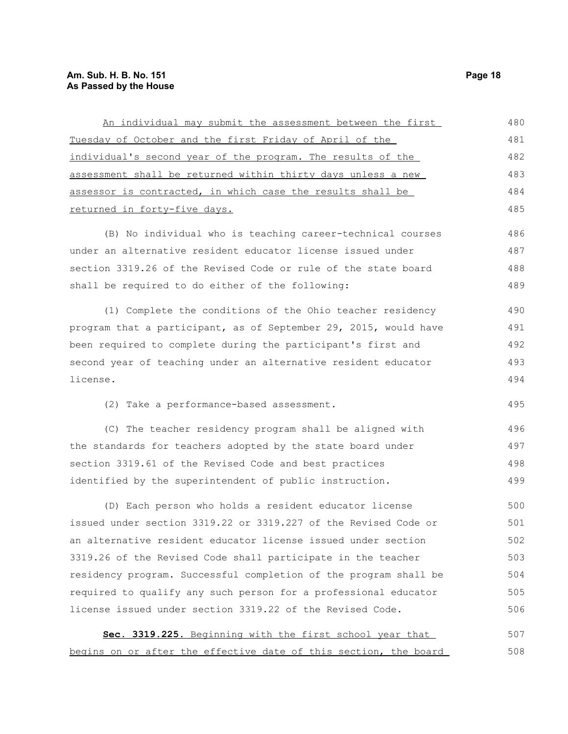An individual may submit the assessment between the first Tuesday of October and the first Friday of April of the individual's second year of the program. The results of the assessment shall be returned within thirty days unless a new assessor is contracted, in which case the results shall be returned in forty-five days.

(B) No individual who is teaching career-technical courses under an alternative resident educator license issued under section 3319.26 of the Revised Code or rule of the state board shall be required to do either of the following:

(1) Complete the conditions of the Ohio teacher residency program that a participant, as of September 29, 2015, would have been required to complete during the participant's first and second year of teaching under an alternative resident educator license.

(2) Take a performance-based assessment.

(C) The teacher residency program shall be aligned with the standards for teachers adopted by the state board under section 3319.61 of the Revised Code and best practices identified by the superintendent of public instruction.

(D) Each person who holds a resident educator license issued under section 3319.22 or 3319.227 of the Revised Code or an alternative resident educator license issued under section 3319.26 of the Revised Code shall participate in the teacher residency program. Successful completion of the program shall be required to qualify any such person for a professional educator license issued under section 3319.22 of the Revised Code.

**Sec. 3319.225.** Beginning with the first school year that begins on or after the effective date of this section, the board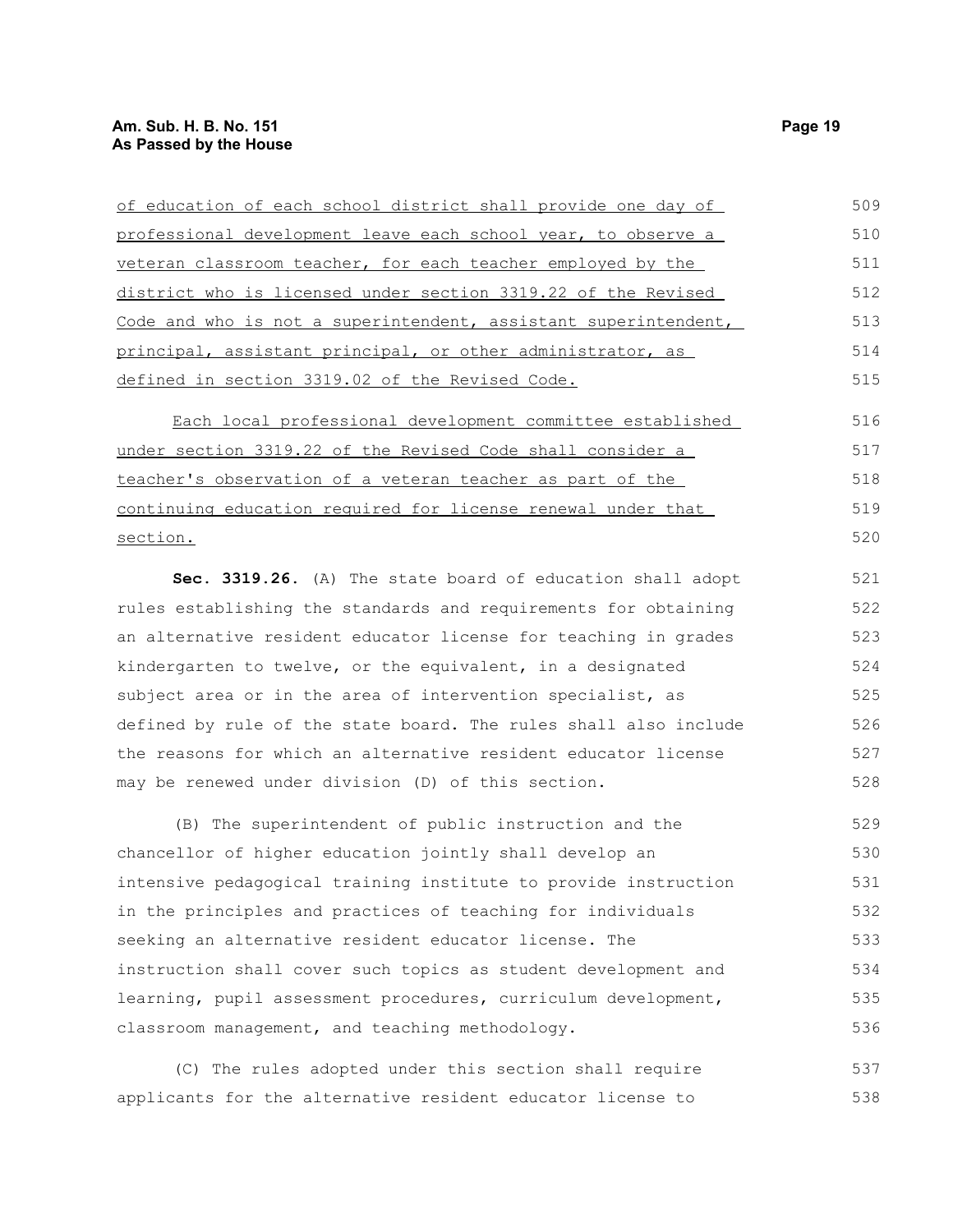of education of each school district shall provide one day of professional development leave each school year, to observe a veteran classroom teacher, for each teacher employed by the district who is licensed under section 3319.22 of the Revised Code and who is not a superintendent, assistant superintendent, principal, assistant principal, or other administrator, as defined in section 3319.02 of the Revised Code.

Each local professional development committee established under section 3319.22 of the Revised Code shall consider a teacher's observation of a veteran teacher as part of the continuing education required for license renewal under that section.

**Sec. 3319.26.** (A) The state board of education shall adopt rules establishing the standards and requirements for obtaining an alternative resident educator license for teaching in grades kindergarten to twelve, or the equivalent, in a designated subject area or in the area of intervention specialist, as defined by rule of the state board. The rules shall also include the reasons for which an alternative resident educator license may be renewed under division (D) of this section.

(B) The superintendent of public instruction and the chancellor of higher education jointly shall develop an intensive pedagogical training institute to provide instruction in the principles and practices of teaching for individuals seeking an alternative resident educator license. The instruction shall cover such topics as student development and learning, pupil assessment procedures, curriculum development, classroom management, and teaching methodology.

(C) The rules adopted under this section shall require applicants for the alternative resident educator license to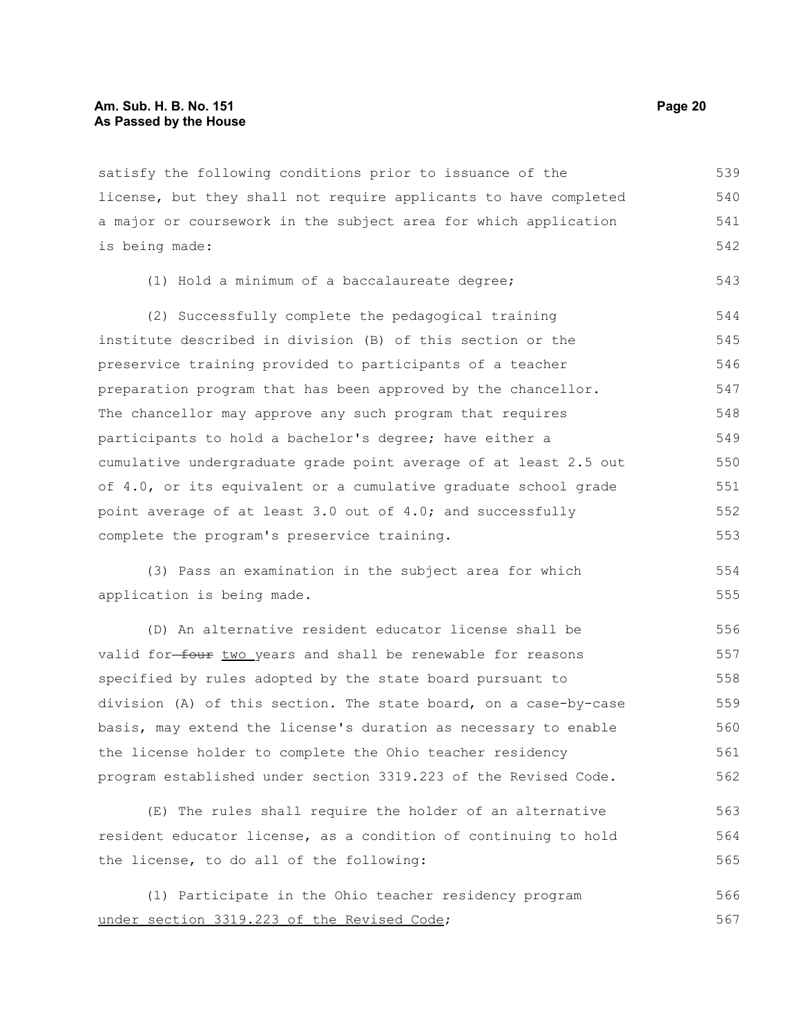satisfy the following conditions prior to issuance of the license, but they shall not require applicants to have completed a major or coursework in the subject area for which application is being made:

(1) Hold a minimum of a baccalaureate degree;

(2) Successfully complete the pedagogical training institute described in division (B) of this section or the preservice training provided to participants of a teacher preparation program that has been approved by the chancellor. The chancellor may approve any such program that requires participants to hold a bachelor's degree; have either a cumulative undergraduate grade point average of at least 2.5 out of 4.0, or its equivalent or a cumulative graduate school grade point average of at least 3.0 out of 4.0; and successfully complete the program's preservice training.

(3) Pass an examination in the subject area for which application is being made.

(D) An alternative resident educator license shall be valid for ~~four~~ two years and shall be renewable for reasons specified by rules adopted by the state board pursuant to division (A) of this section. The state board, on a case-by-case basis, may extend the license's duration as necessary to enable the license holder to complete the Ohio teacher residency program established under section 3319.223 of the Revised Code.

(E) The rules shall require the holder of an alternative resident educator license, as a condition of continuing to hold the license, to do all of the following:

(1) Participate in the Ohio teacher residency program under section 3319.223 of the Revised Code;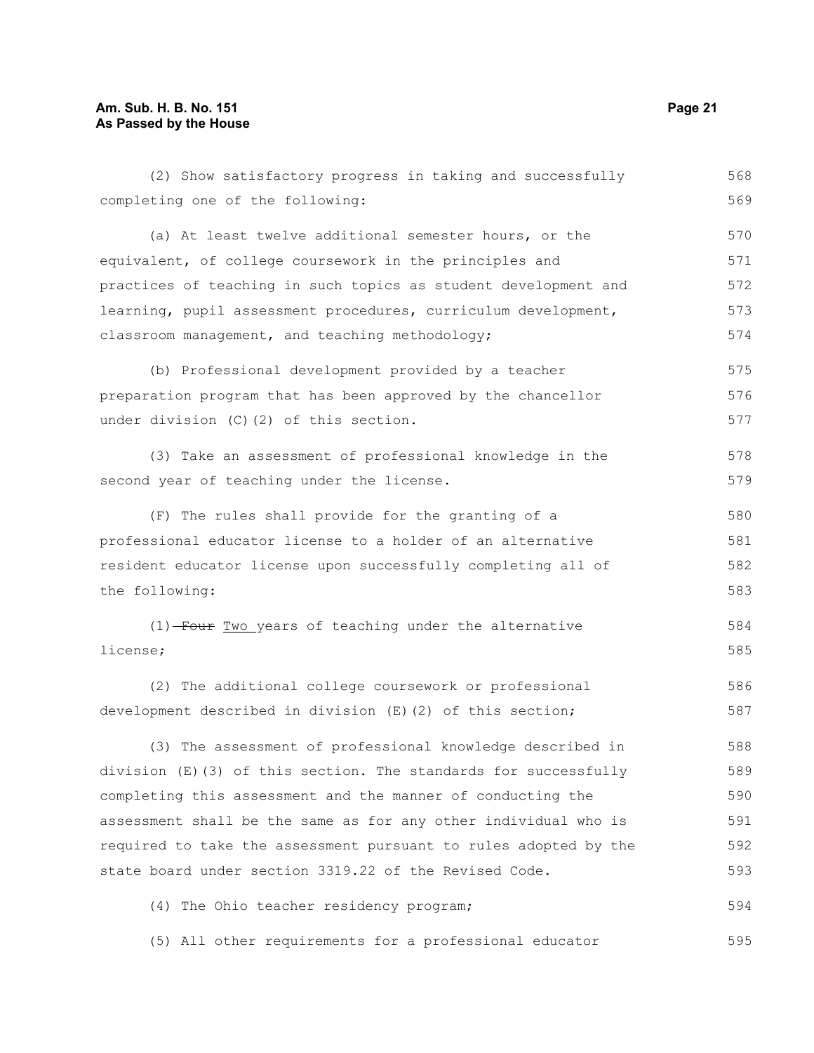(2) Show satisfactory progress in taking and successfully completing one of the following:

(a) At least twelve additional semester hours, or the equivalent, of college coursework in the principles and practices of teaching in such topics as student development and learning, pupil assessment procedures, curriculum development, classroom management, and teaching methodology;

(b) Professional development provided by a teacher preparation program that has been approved by the chancellor under division (C)(2) of this section.

(3) Take an assessment of professional knowledge in the second year of teaching under the license.

(F) The rules shall provide for the granting of a professional educator license to a holder of an alternative resident educator license upon successfully completing all of the following:

(1) ~~Four~~ Two years of teaching under the alternative license;

(2) The additional college coursework or professional development described in division (E)(2) of this section;

(3) The assessment of professional knowledge described in division (E)(3) of this section. The standards for successfully completing this assessment and the manner of conducting the assessment shall be the same as for any other individual who is required to take the assessment pursuant to rules adopted by the state board under section 3319.22 of the Revised Code.

(4) The Ohio teacher residency program;

(5) All other requirements for a professional educator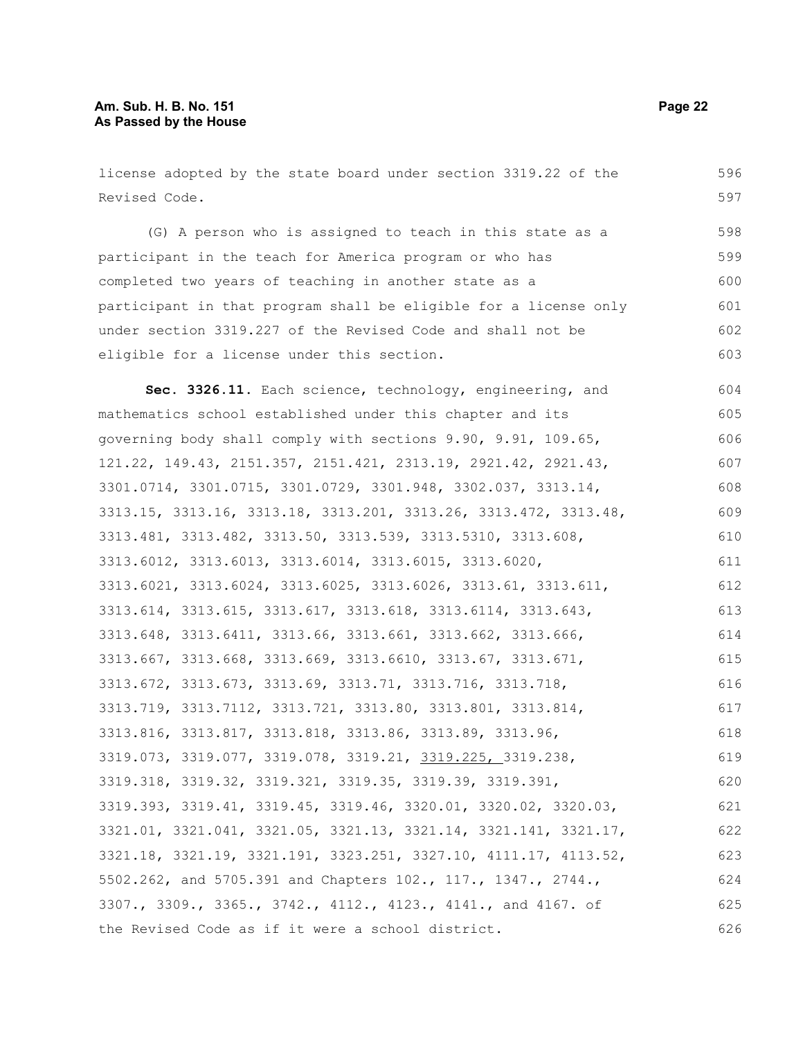license adopted by the state board under section 3319.22 of the Revised Code.

(G) A person who is assigned to teach in this state as a participant in the teach for America program or who has completed two years of teaching in another state as a participant in that program shall be eligible for a license only under section 3319.227 of the Revised Code and shall not be eligible for a license under this section.

**Sec. 3326.11.** Each science, technology, engineering, and mathematics school established under this chapter and its governing body shall comply with sections 9.90, 9.91, 109.65, 121.22, 149.43, 2151.357, 2151.421, 2313.19, 2921.42, 2921.43, 3301.0714, 3301.0715, 3301.0729, 3301.948, 3302.037, 3313.14, 3313.15, 3313.16, 3313.18, 3313.201, 3313.26, 3313.472, 3313.48, 3313.481, 3313.482, 3313.50, 3313.539, 3313.5310, 3313.608, 3313.6012, 3313.6013, 3313.6014, 3313.6015, 3313.6020, 3313.6021, 3313.6024, 3313.6025, 3313.6026, 3313.61, 3313.611, 3313.614, 3313.615, 3313.617, 3313.618, 3313.6114, 3313.643, 3313.648, 3313.6411, 3313.66, 3313.661, 3313.662, 3313.666, 3313.667, 3313.668, 3313.669, 3313.6610, 3313.67, 3313.671, 3313.672, 3313.673, 3313.69, 3313.71, 3313.716, 3313.718, 3313.719, 3313.7112, 3313.721, 3313.80, 3313.801, 3313.814, 3313.816, 3313.817, 3313.818, 3313.86, 3313.89, 3313.96, 3319.073, 3319.077, 3319.078, 3319.21, <u>3319.225, </u>3319.238, 3319.318, 3319.32, 3319.321, 3319.35, 3319.39, 3319.391, 3319.393, 3319.41, 3319.45, 3319.46, 3320.01, 3320.02, 3320.03, 3321.01, 3321.041, 3321.05, 3321.13, 3321.14, 3321.141, 3321.17, 3321.18, 3321.19, 3321.191, 3323.251, 3327.10, 4111.17, 4113.52, 5502.262, and 5705.391 and Chapters 102., 117., 1347., 2744., 3307., 3309., 3365., 3742., 4112., 4123., 4141., and 4167. of the Revised Code as if it were a school district.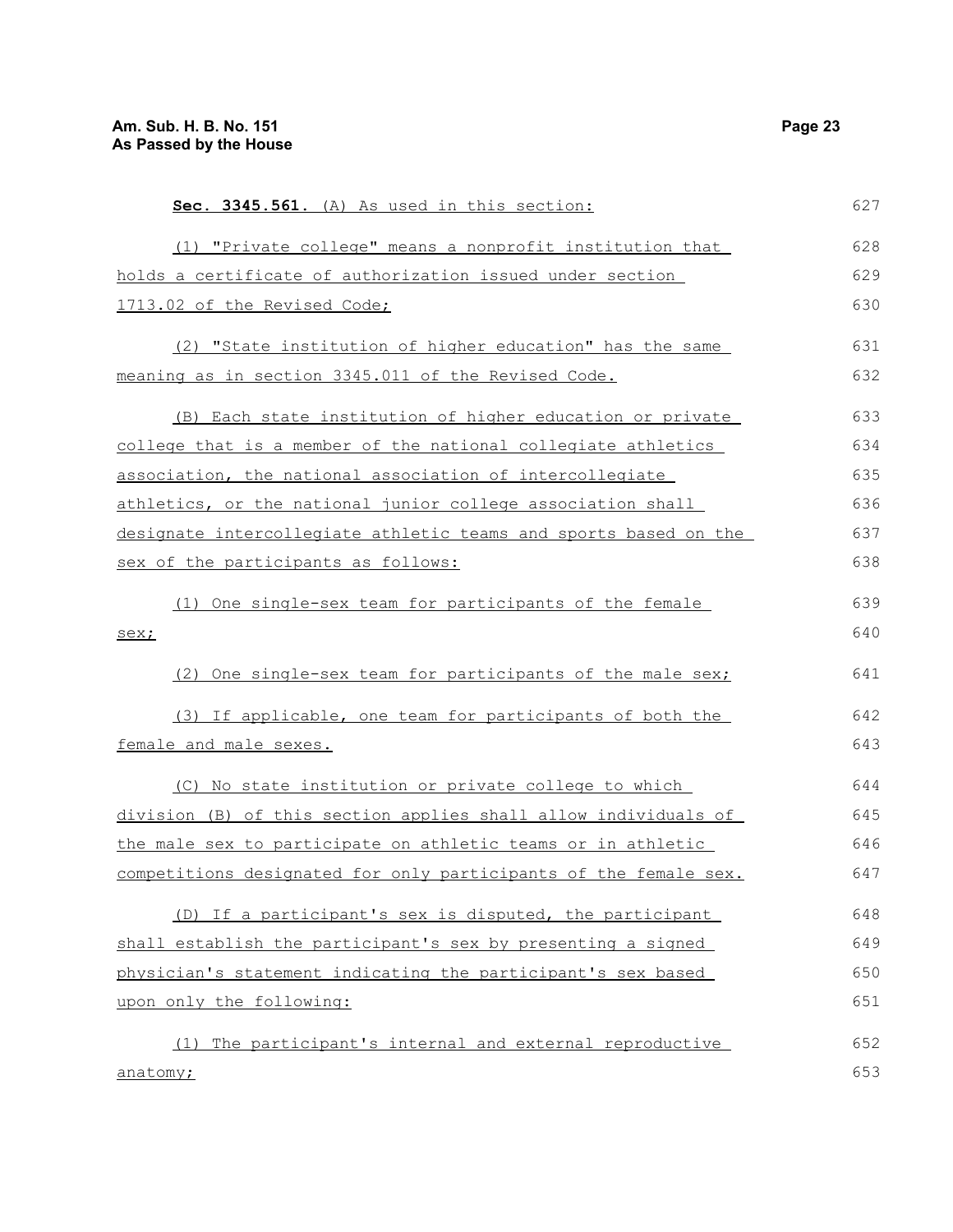**Sec. 3345.561.** (A) As used in this section:

(1) "Private college" means a nonprofit institution that holds a certificate of authorization issued under section 1713.02 of the Revised Code;

(2) "State institution of higher education" has the same meaning as in section 3345.011 of the Revised Code.

(B) Each state institution of higher education or private college that is a member of the national collegiate athletics association, the national association of intercollegiate athletics, or the national junior college association shall designate intercollegiate athletic teams and sports based on the sex of the participants as follows:

(1) One single-sex team for participants of the female sex;

(2) One single-sex team for participants of the male sex;

(3) If applicable, one team for participants of both the female and male sexes.

(C) No state institution or private college to which division (B) of this section applies shall allow individuals of the male sex to participate on athletic teams or in athletic competitions designated for only participants of the female sex.

(D) If a participant's sex is disputed, the participant shall establish the participant's sex by presenting a signed physician's statement indicating the participant's sex based upon only the following:

(1) The participant's internal and external reproductive anatomy;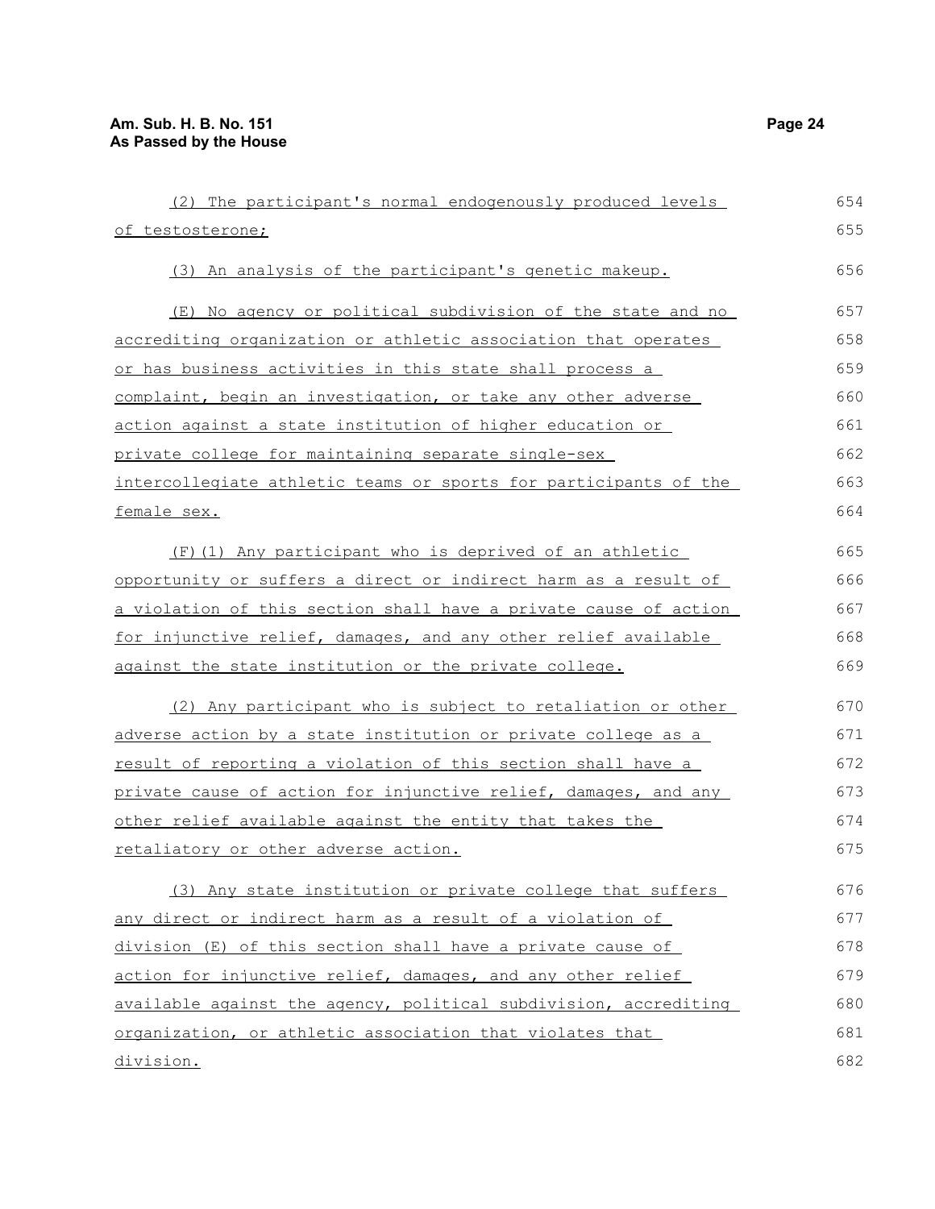(2) The participant's normal endogenously produced levels of testosterone;

(3) An analysis of the participant's genetic makeup.

(E) No agency or political subdivision of the state and no accrediting organization or athletic association that operates or has business activities in this state shall process a complaint, begin an investigation, or take any other adverse action against a state institution of higher education or private college for maintaining separate single-sex intercollegiate athletic teams or sports for participants of the female sex.

(F)(1) Any participant who is deprived of an athletic opportunity or suffers a direct or indirect harm as a result of a violation of this section shall have a private cause of action for injunctive relief, damages, and any other relief available against the state institution or the private college.

(2) Any participant who is subject to retaliation or other adverse action by a state institution or private college as a result of reporting a violation of this section shall have a private cause of action for injunctive relief, damages, and any other relief available against the entity that takes the retaliatory or other adverse action.

(3) Any state institution or private college that suffers any direct or indirect harm as a result of a violation of division (E) of this section shall have a private cause of action for injunctive relief, damages, and any other relief available against the agency, political subdivision, accrediting organization, or athletic association that violates that division.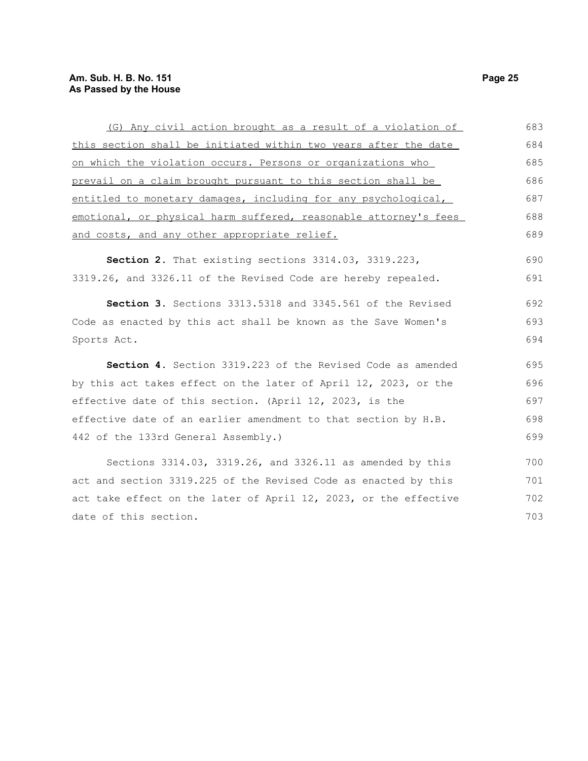(G) Any civil action brought as a result of a violation of this section shall be initiated within two years after the date on which the violation occurs. Persons or organizations who prevail on a claim brought pursuant to this section shall be entitled to monetary damages, including for any psychological, emotional, or physical harm suffered, reasonable attorney's fees and costs, and any other appropriate relief.

**Section 2.** That existing sections 3314.03, 3319.223, 3319.26, and 3326.11 of the Revised Code are hereby repealed.

**Section 3.** Sections 3313.5318 and 3345.561 of the Revised Code as enacted by this act shall be known as the Save Women's Sports Act.

**Section 4.** Section 3319.223 of the Revised Code as amended by this act takes effect on the later of April 12, 2023, or the effective date of this section. (April 12, 2023, is the effective date of an earlier amendment to that section by H.B. 442 of the 133rd General Assembly.)

Sections 3314.03, 3319.26, and 3326.11 as amended by this act and section 3319.225 of the Revised Code as enacted by this act take effect on the later of April 12, 2023, or the effective date of this section.